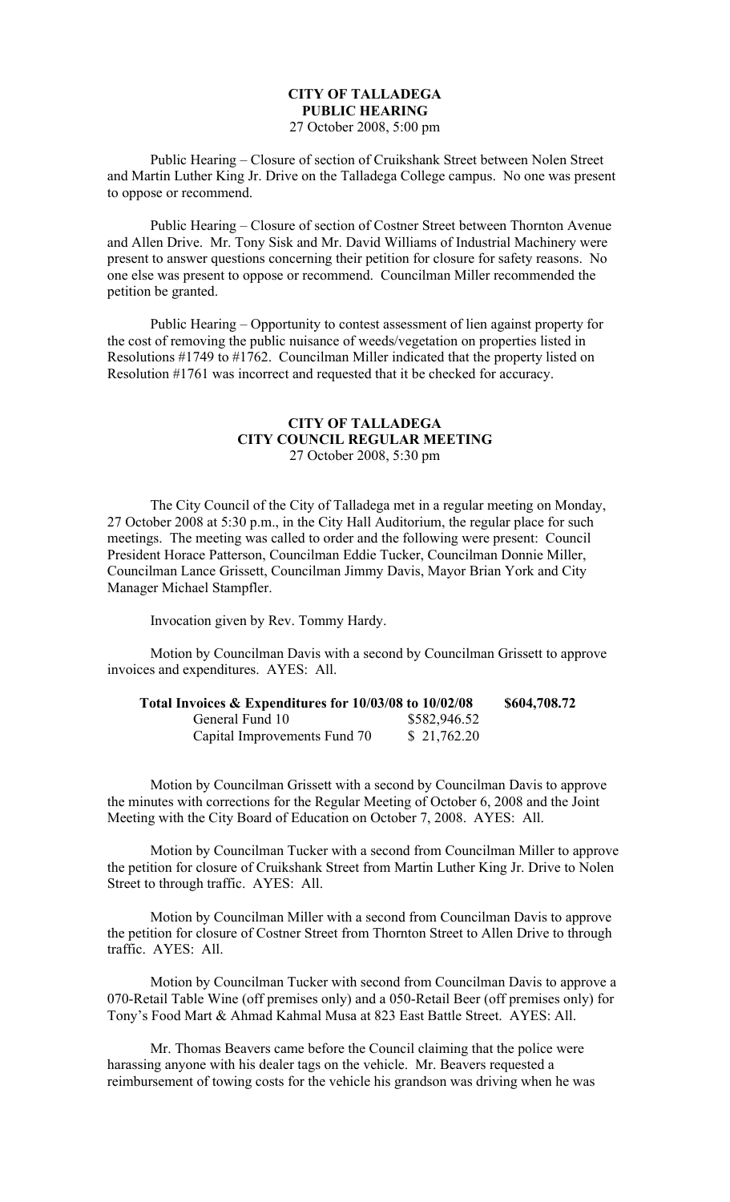**CITY OF TALLADEGA**
**PUBLIC HEARING**
27 October 2008, 5:00 pm

Public Hearing – Closure of section of Cruikshank Street between Nolen Street and Martin Luther King Jr. Drive on the Talladega College campus. No one was present to oppose or recommend.

Public Hearing – Closure of section of Costner Street between Thornton Avenue and Allen Drive. Mr. Tony Sisk and Mr. David Williams of Industrial Machinery were present to answer questions concerning their petition for closure for safety reasons. No one else was present to oppose or recommend. Councilman Miller recommended the petition be granted.

Public Hearing – Opportunity to contest assessment of lien against property for the cost of removing the public nuisance of weeds/vegetation on properties listed in Resolutions #1749 to #1762. Councilman Miller indicated that the property listed on Resolution #1761 was incorrect and requested that it be checked for accuracy.

**CITY OF TALLADEGA**
**CITY COUNCIL REGULAR MEETING**
27 October 2008, 5:30 pm

The City Council of the City of Talladega met in a regular meeting on Monday, 27 October 2008 at 5:30 p.m., in the City Hall Auditorium, the regular place for such meetings. The meeting was called to order and the following were present: Council President Horace Patterson, Councilman Eddie Tucker, Councilman Donnie Miller, Councilman Lance Grissett, Councilman Jimmy Davis, Mayor Brian York and City Manager Michael Stampfler.

Invocation given by Rev. Tommy Hardy.

Motion by Councilman Davis with a second by Councilman Grissett to approve invoices and expenditures. AYES: All.

| **Total Invoices & Expenditures for 10/03/08 to 10/02/08** | | **\$604,708.72** |
|---|---|---|
| General Fund 10 | \$582,946.52 | |
| Capital Improvements Fund 70 | \$ 21,762.20 | |

Motion by Councilman Grissett with a second by Councilman Davis to approve the minutes with corrections for the Regular Meeting of October 6, 2008 and the Joint Meeting with the City Board of Education on October 7, 2008. AYES: All.

Motion by Councilman Tucker with a second from Councilman Miller to approve the petition for closure of Cruikshank Street from Martin Luther King Jr. Drive to Nolen Street to through traffic. AYES: All.

Motion by Councilman Miller with a second from Councilman Davis to approve the petition for closure of Costner Street from Thornton Street to Allen Drive to through traffic. AYES: All.

Motion by Councilman Tucker with second from Councilman Davis to approve a 070-Retail Table Wine (off premises only) and a 050-Retail Beer (off premises only) for Tony's Food Mart & Ahmad Kahmal Musa at 823 East Battle Street. AYES: All.

Mr. Thomas Beavers came before the Council claiming that the police were harassing anyone with his dealer tags on the vehicle. Mr. Beavers requested a reimbursement of towing costs for the vehicle his grandson was driving when he was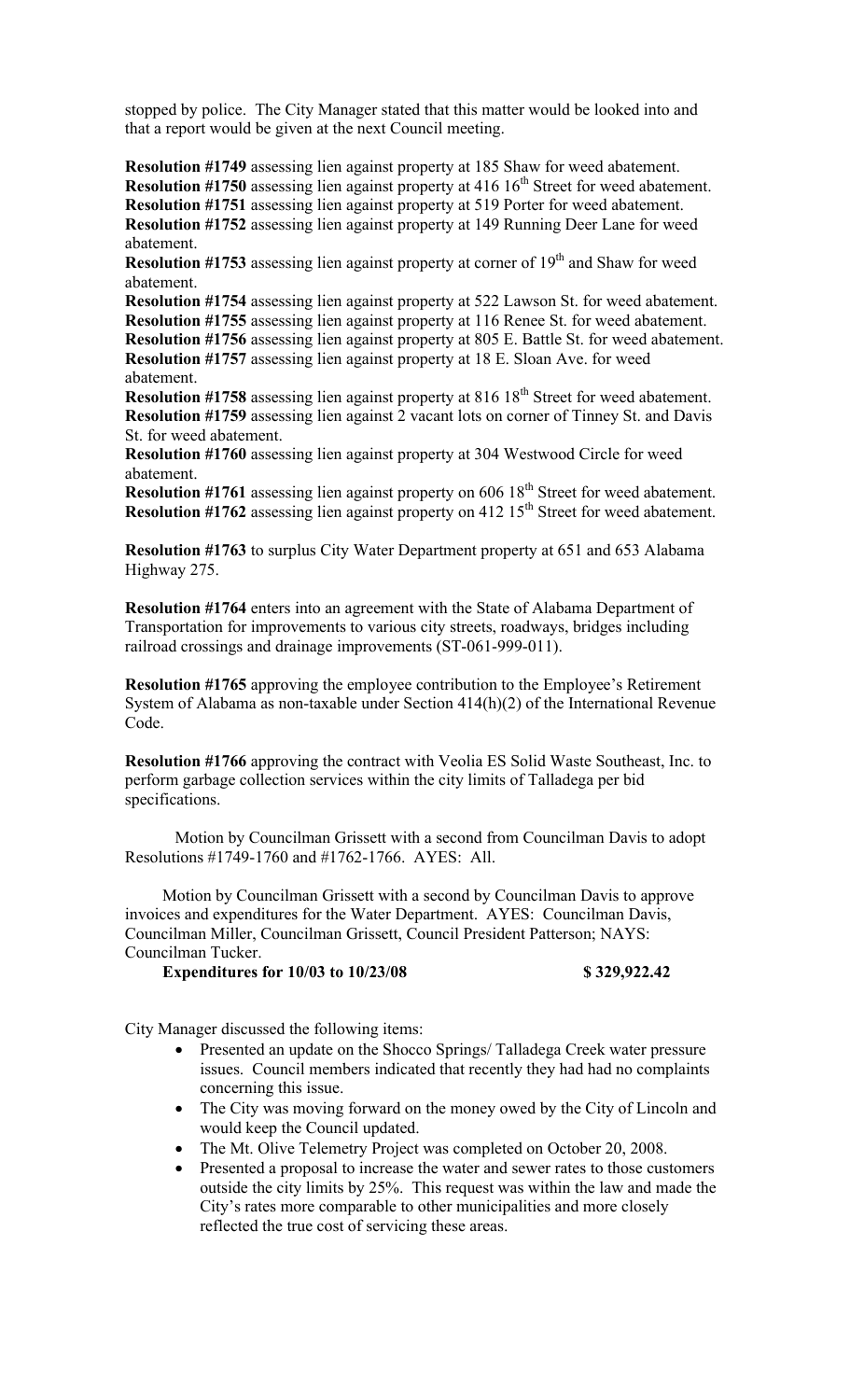stopped by police. The City Manager stated that this matter would be looked into and that a report would be given at the next Council meeting.

**Resolution #1749** assessing lien against property at 185 Shaw for weed abatement.
**Resolution #1750** assessing lien against property at 416 16th Street for weed abatement.
**Resolution #1751** assessing lien against property at 519 Porter for weed abatement.
**Resolution #1752** assessing lien against property at 149 Running Deer Lane for weed abatement.
**Resolution #1753** assessing lien against property at corner of 19th and Shaw for weed abatement.
**Resolution #1754** assessing lien against property at 522 Lawson St. for weed abatement.
**Resolution #1755** assessing lien against property at 116 Renee St. for weed abatement.
**Resolution #1756** assessing lien against property at 805 E. Battle St. for weed abatement.
**Resolution #1757** assessing lien against property at 18 E. Sloan Ave. for weed abatement.
**Resolution #1758** assessing lien against property at 816 18th Street for weed abatement.
**Resolution #1759** assessing lien against 2 vacant lots on corner of Tinney St. and Davis St. for weed abatement.
**Resolution #1760** assessing lien against property at 304 Westwood Circle for weed abatement.
**Resolution #1761** assessing lien against property on 606 18th Street for weed abatement.
**Resolution #1762** assessing lien against property on 412 15th Street for weed abatement.

**Resolution #1763** to surplus City Water Department property at 651 and 653 Alabama Highway 275.

**Resolution #1764** enters into an agreement with the State of Alabama Department of Transportation for improvements to various city streets, roadways, bridges including railroad crossings and drainage improvements (ST-061-999-011).

**Resolution #1765** approving the employee contribution to the Employee's Retirement System of Alabama as non-taxable under Section 414(h)(2) of the International Revenue Code.

**Resolution #1766** approving the contract with Veolia ES Solid Waste Southeast, Inc. to perform garbage collection services within the city limits of Talladega per bid specifications.

Motion by Councilman Grissett with a second from Councilman Davis to adopt Resolutions #1749-1760 and #1762-1766. AYES: All.

Motion by Councilman Grissett with a second by Councilman Davis to approve invoices and expenditures for the Water Department. AYES: Councilman Davis, Councilman Miller, Councilman Grissett, Council President Patterson; NAYS: Councilman Tucker.

**Expenditures for 10/03 to 10/23/08 $ 329,922.42**

City Manager discussed the following items:

- Presented an update on the Shocco Springs/ Talladega Creek water pressure issues. Council members indicated that recently they had had no complaints concerning this issue.
- The City was moving forward on the money owed by the City of Lincoln and would keep the Council updated.
- The Mt. Olive Telemetry Project was completed on October 20, 2008.
- Presented a proposal to increase the water and sewer rates to those customers outside the city limits by 25%. This request was within the law and made the City's rates more comparable to other municipalities and more closely reflected the true cost of servicing these areas.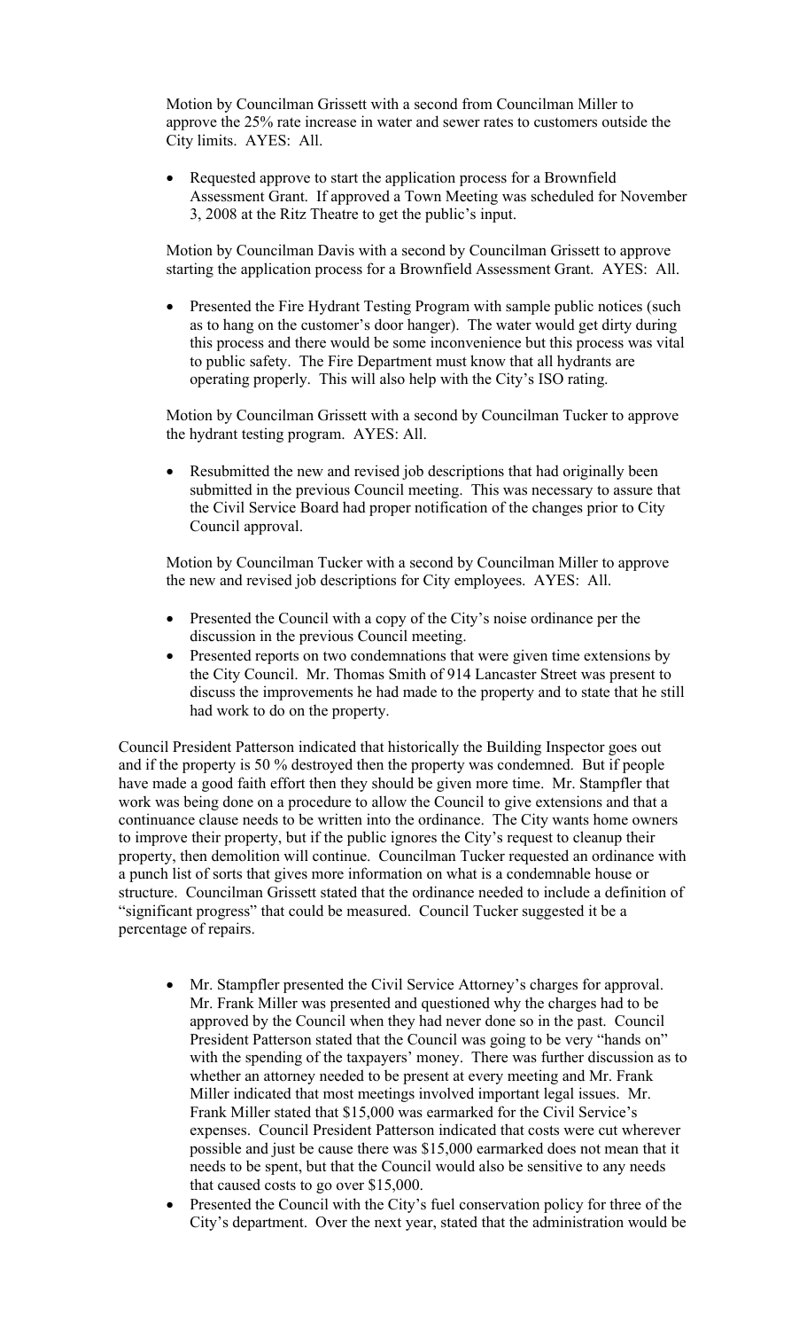Motion by Councilman Grissett with a second from Councilman Miller to approve the 25% rate increase in water and sewer rates to customers outside the City limits. AYES: All.

- Requested approve to start the application process for a Brownfield Assessment Grant. If approved a Town Meeting was scheduled for November 3, 2008 at the Ritz Theatre to get the public's input.

Motion by Councilman Davis with a second by Councilman Grissett to approve starting the application process for a Brownfield Assessment Grant. AYES: All.

- Presented the Fire Hydrant Testing Program with sample public notices (such as to hang on the customer's door hanger). The water would get dirty during this process and there would be some inconvenience but this process was vital to public safety. The Fire Department must know that all hydrants are operating properly. This will also help with the City's ISO rating.

Motion by Councilman Grissett with a second by Councilman Tucker to approve the hydrant testing program. AYES: All.

- Resubmitted the new and revised job descriptions that had originally been submitted in the previous Council meeting. This was necessary to assure that the Civil Service Board had proper notification of the changes prior to City Council approval.

Motion by Councilman Tucker with a second by Councilman Miller to approve the new and revised job descriptions for City employees. AYES: All.

- Presented the Council with a copy of the City's noise ordinance per the discussion in the previous Council meeting.
- Presented reports on two condemnations that were given time extensions by the City Council. Mr. Thomas Smith of 914 Lancaster Street was present to discuss the improvements he had made to the property and to state that he still had work to do on the property.

Council President Patterson indicated that historically the Building Inspector goes out and if the property is 50 % destroyed then the property was condemned. But if people have made a good faith effort then they should be given more time. Mr. Stampfler that work was being done on a procedure to allow the Council to give extensions and that a continuance clause needs to be written into the ordinance. The City wants home owners to improve their property, but if the public ignores the City's request to cleanup their property, then demolition will continue. Councilman Tucker requested an ordinance with a punch list of sorts that gives more information on what is a condemnable house or structure. Councilman Grissett stated that the ordinance needed to include a definition of "significant progress" that could be measured. Council Tucker suggested it be a percentage of repairs.

- Mr. Stampfler presented the Civil Service Attorney's charges for approval. Mr. Frank Miller was presented and questioned why the charges had to be approved by the Council when they had never done so in the past. Council President Patterson stated that the Council was going to be very "hands on" with the spending of the taxpayers' money. There was further discussion as to whether an attorney needed to be present at every meeting and Mr. Frank Miller indicated that most meetings involved important legal issues. Mr. Frank Miller stated that $15,000 was earmarked for the Civil Service's expenses. Council President Patterson indicated that costs were cut wherever possible and just be cause there was $15,000 earmarked does not mean that it needs to be spent, but that the Council would also be sensitive to any needs that caused costs to go over $15,000.
- Presented the Council with the City's fuel conservation policy for three of the City's department. Over the next year, stated that the administration would be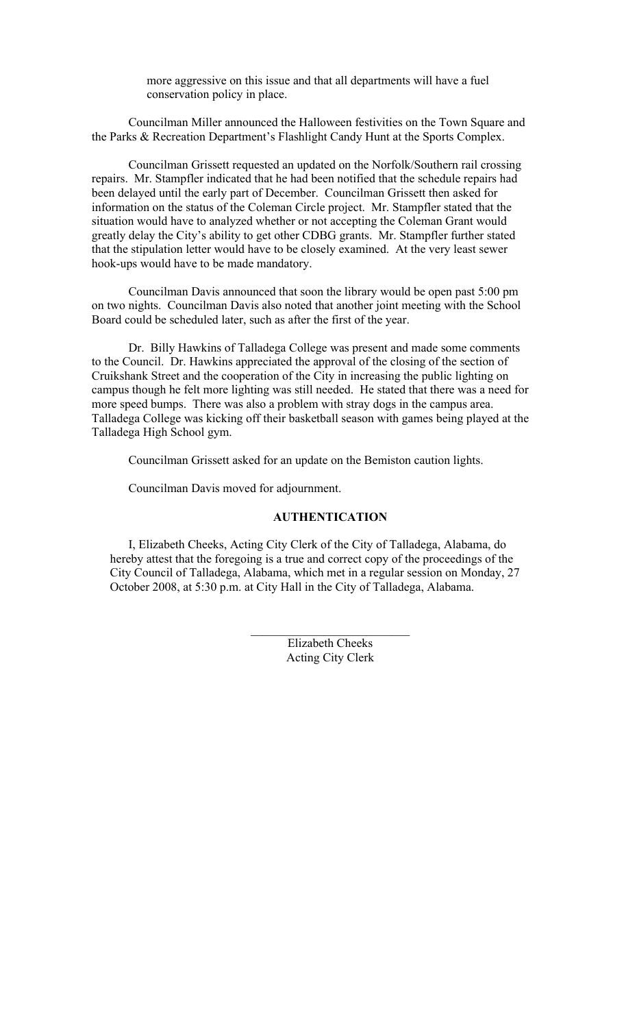more aggressive on this issue and that all departments will have a fuel conservation policy in place.

Councilman Miller announced the Halloween festivities on the Town Square and the Parks & Recreation Department's Flashlight Candy Hunt at the Sports Complex.

Councilman Grissett requested an updated on the Norfolk/Southern rail crossing repairs. Mr. Stampfler indicated that he had been notified that the schedule repairs had been delayed until the early part of December. Councilman Grissett then asked for information on the status of the Coleman Circle project. Mr. Stampfler stated that the situation would have to analyzed whether or not accepting the Coleman Grant would greatly delay the City's ability to get other CDBG grants. Mr. Stampfler further stated that the stipulation letter would have to be closely examined. At the very least sewer hook-ups would have to be made mandatory.

Councilman Davis announced that soon the library would be open past 5:00 pm on two nights. Councilman Davis also noted that another joint meeting with the School Board could be scheduled later, such as after the first of the year.

Dr. Billy Hawkins of Talladega College was present and made some comments to the Council. Dr. Hawkins appreciated the approval of the closing of the section of Cruikshank Street and the cooperation of the City in increasing the public lighting on campus though he felt more lighting was still needed. He stated that there was a need for more speed bumps. There was also a problem with stray dogs in the campus area. Talladega College was kicking off their basketball season with games being played at the Talladega High School gym.

Councilman Grissett asked for an update on the Bemiston caution lights.

Councilman Davis moved for adjournment.

**AUTHENTICATION**

I, Elizabeth Cheeks, Acting City Clerk of the City of Talladega, Alabama, do hereby attest that the foregoing is a true and correct copy of the proceedings of the City Council of Talladega, Alabama, which met in a regular session on Monday, 27 October 2008, at 5:30 p.m. at City Hall in the City of Talladega, Alabama.

\_\_\_\_\_\_\_\_\_\_\_\_\_\_\_\_\_\_\_\_\_\_\_\_\_\_

Elizabeth Cheeks
Acting City Clerk